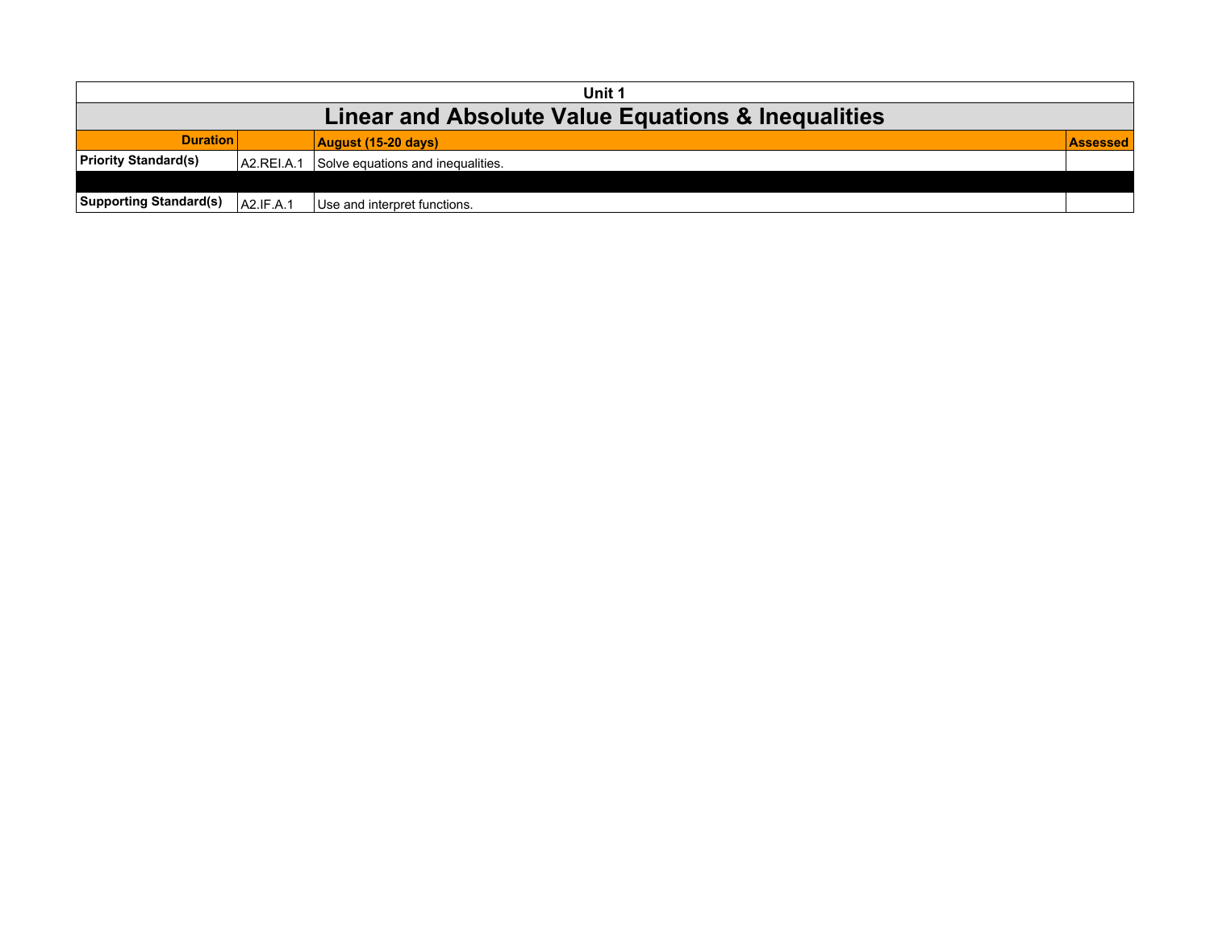| Unit 1 | | | |
|---|---|---|---|
| **Linear and Absolute Value Equations & Inequalities** | | | |
| **Duration** | | **August (15-20 days)** | **Assessed** |
| **Priority Standard(s)** | A2.REI.A.1 | Solve equations and inequalities. | |
| | | | |
| **Supporting Standard(s)** | A2.IF.A.1 | Use and interpret functions. | |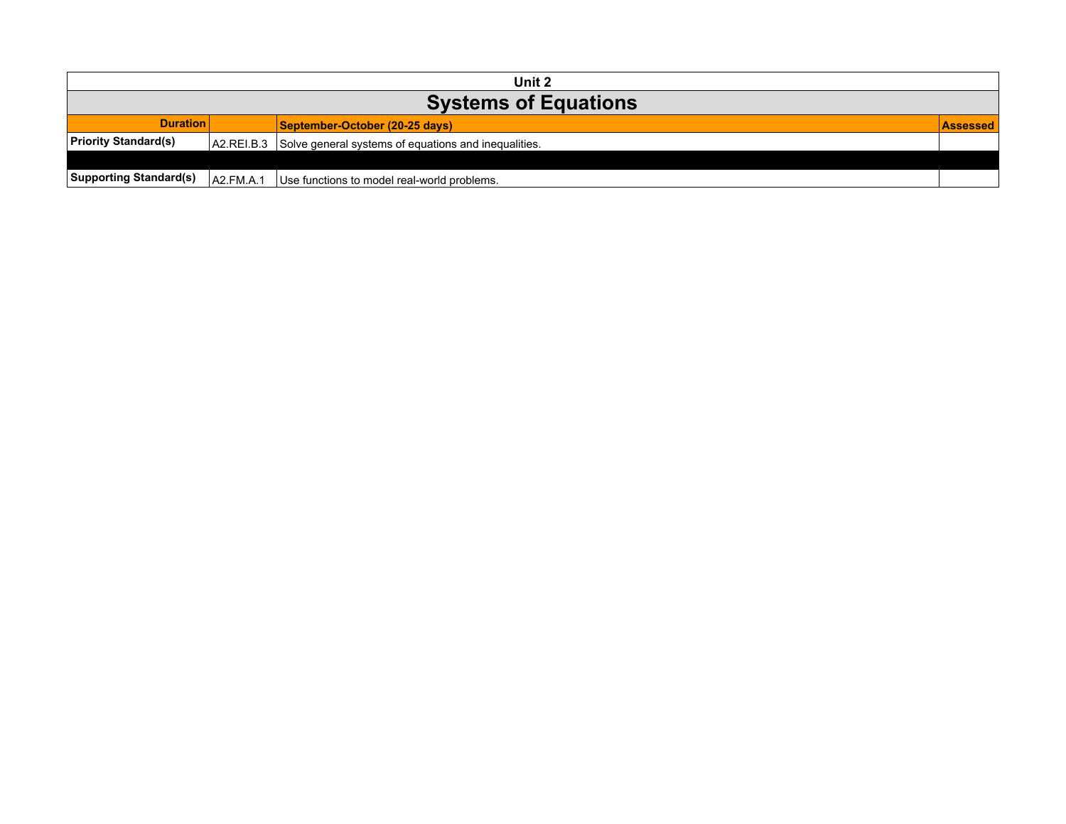| Unit 2 | | | |
|---|---|---|---|
| **Systems of Equations** | | | |
| **Duration** | | **September-October (20-25 days)** | **Assessed** |
| **Priority Standard(s)** | A2.REI.B.3 | Solve general systems of equations and inequalities. | |
| | | | |
| **Supporting Standard(s)** | A2.FM.A.1 | Use functions to model real-world problems. | |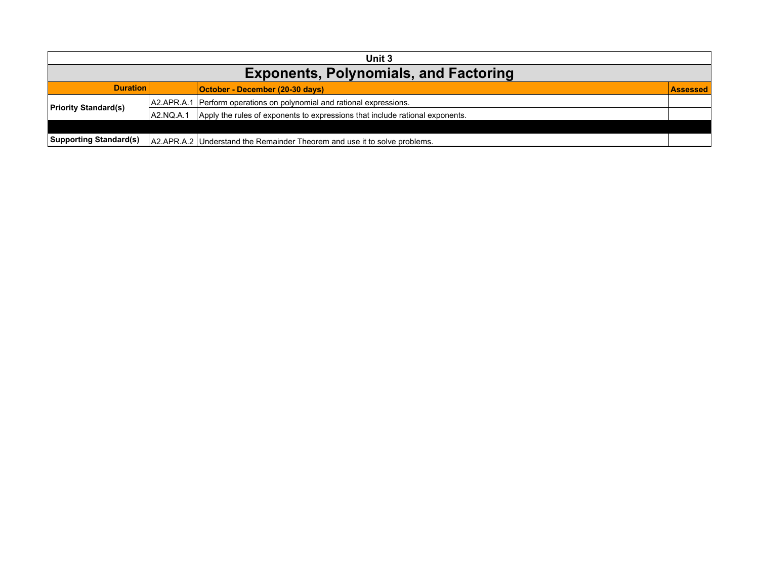| Unit 3 | | | |
|---|---|---|---|
| **Exponents, Polynomials, and Factoring** | | | |
| **Duration** | | **October - December (20-30 days)** | **Assessed** |
| **Priority Standard(s)** | A2.APR.A.1 | Perform operations on polynomial and rational expressions. | |
| | A2.NQ.A.1 | Apply the rules of exponents to expressions that include rational exponents. | |
| | | | |
| **Supporting Standard(s)** | A2.APR.A.2 | Understand the Remainder Theorem and use it to solve problems. | |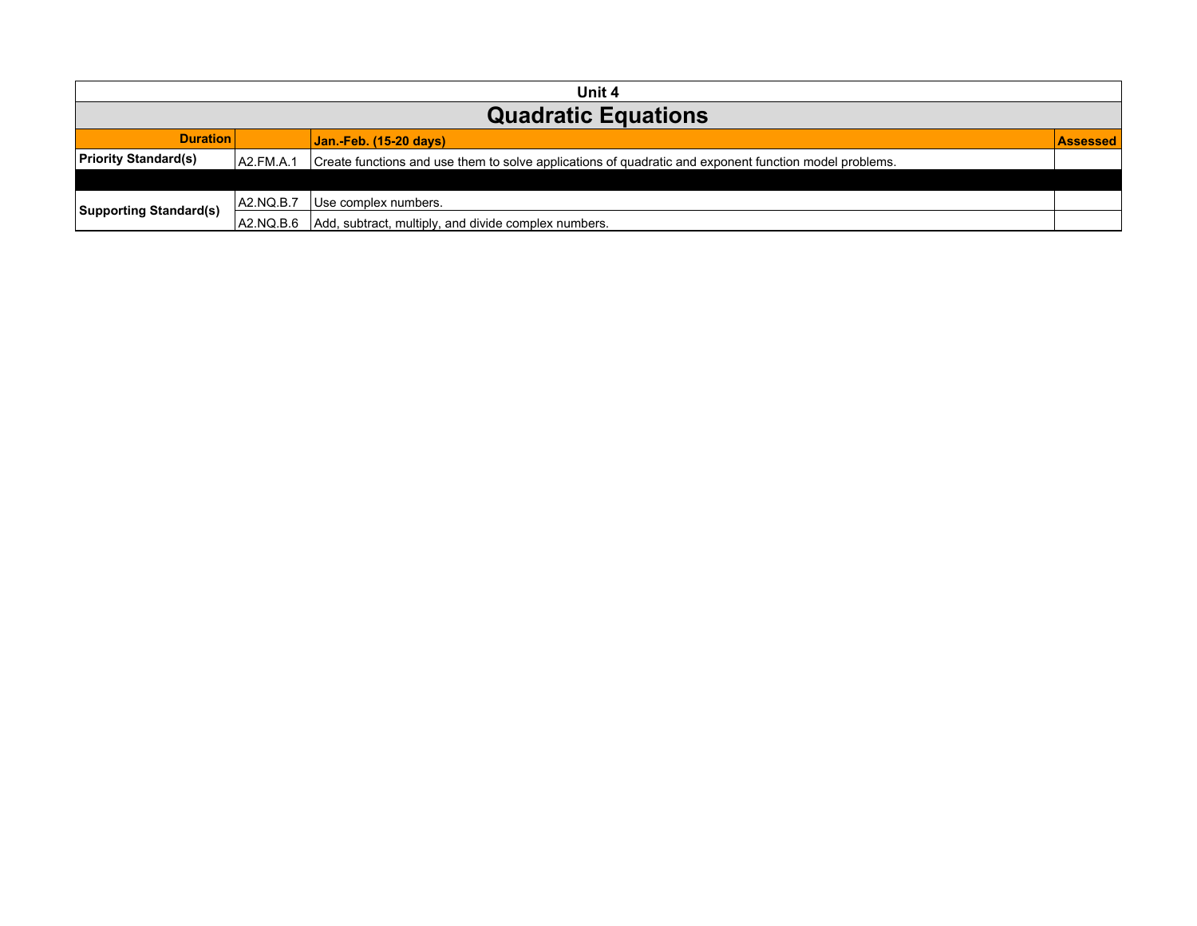| Unit 4 | | | |
|---|---|---|---|
| **Quadratic Equations** | | | |
| **Duration** | | **Jan.-Feb. (15-20 days)** | **Assessed** |
| **Priority Standard(s)** | A2.FM.A.1 | Create functions and use them to solve applications of quadratic and exponent function model problems. | |
| | | | |
| **Supporting Standard(s)** | A2.NQ.B.7 | Use complex numbers. | |
| | A2.NQ.B.6 | Add, subtract, multiply, and divide complex numbers. | |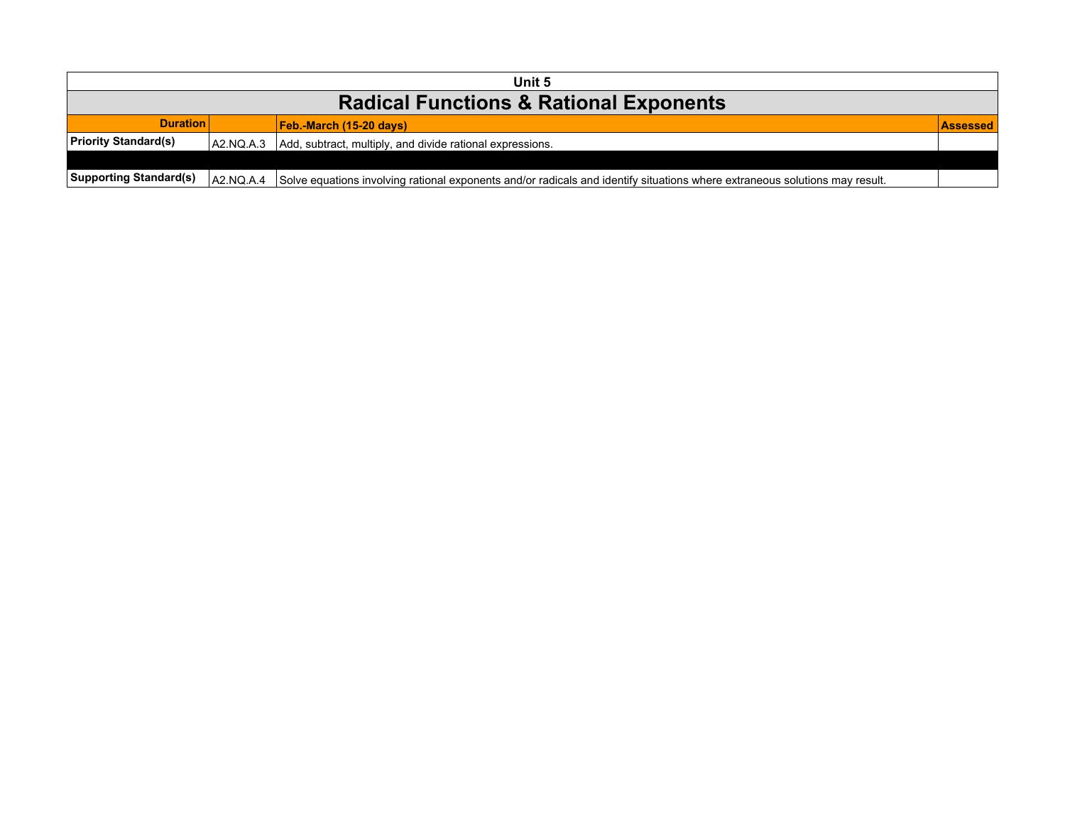| Unit 5 | | | |
|---|---|---|---|
| **Radical Functions & Rational Exponents** | | | |
| **Duration** | | **Feb.-March (15-20 days)** | **Assessed** |
| **Priority Standard(s)** | A2.NQ.A.3 | Add, subtract, multiply, and divide rational expressions. | |
| | | | |
| **Supporting Standard(s)** | A2.NQ.A.4 | Solve equations involving rational exponents and/or radicals and identify situations where extraneous solutions may result. | |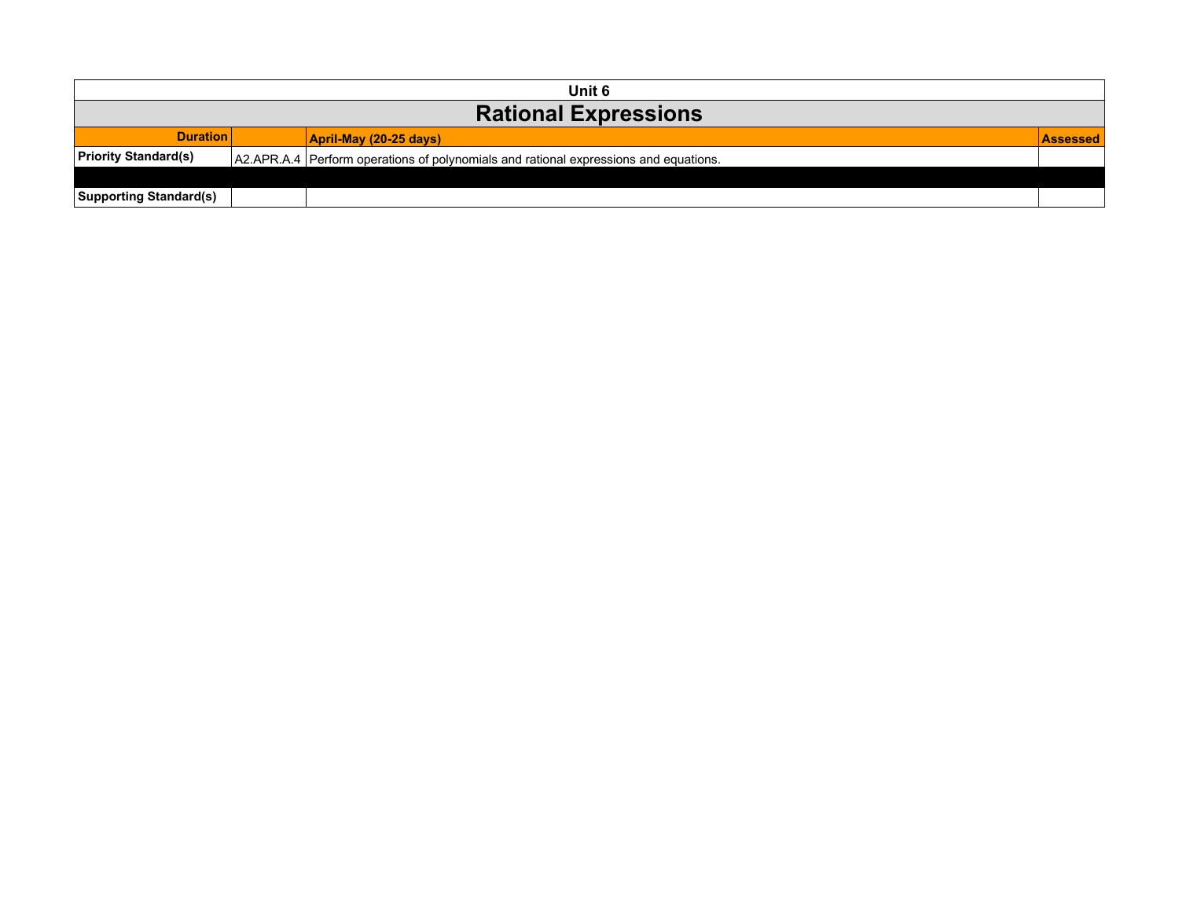| Unit 6 | | | |
|---|---|---|---|
| **Rational Expressions** | | | |
| **Duration** | | **April-May (20-25 days)** | **Assessed** |
| **Priority Standard(s)** | A2.APR.A.4 | Perform operations of polynomials and rational expressions and equations. | |
| | | | |
| **Supporting Standard(s)** | | | |